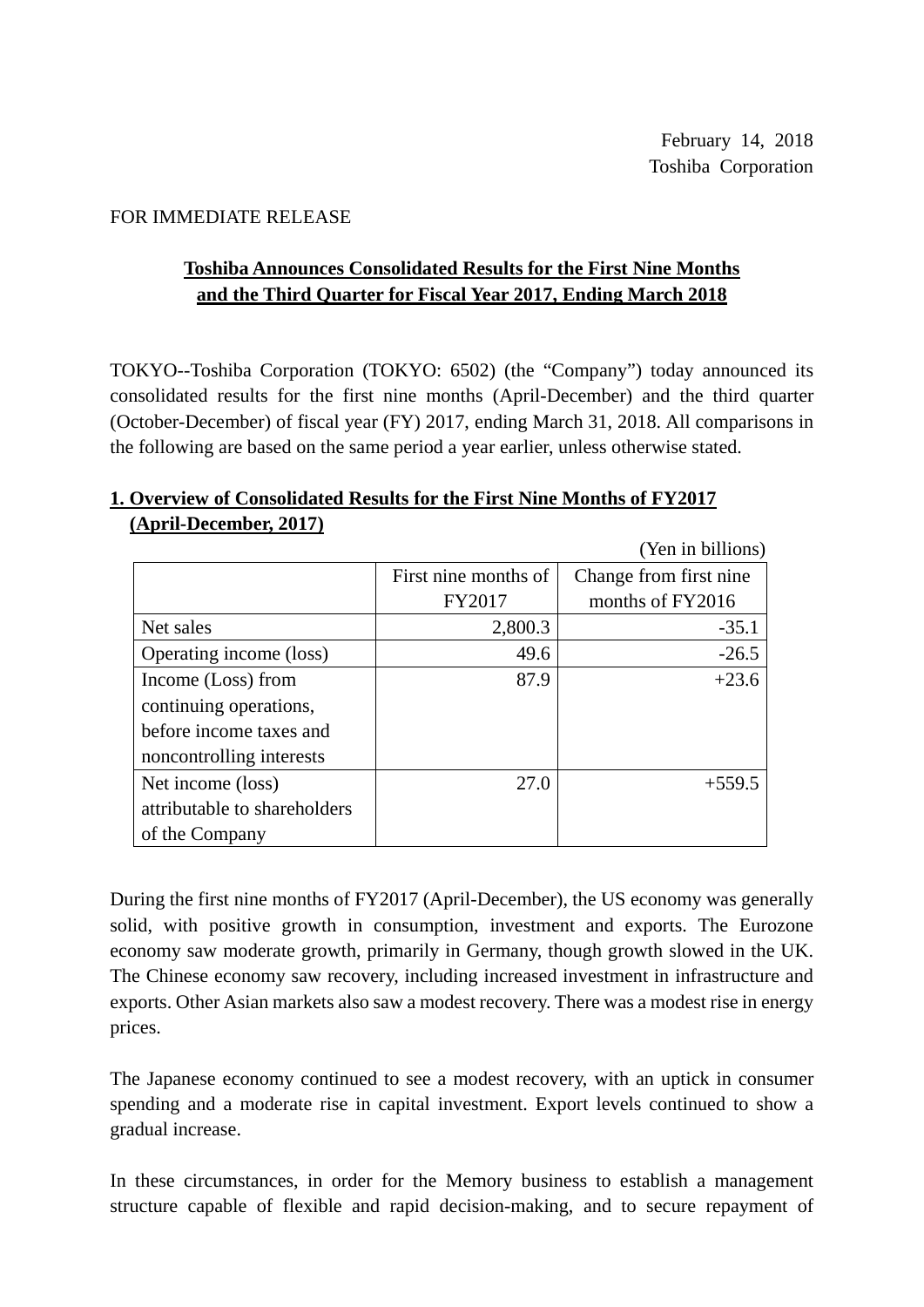February 14, 2018
Toshiba Corporation

FOR IMMEDIATE RELEASE

# Toshiba Announces Consolidated Results for the First Nine Months and the Third Quarter for Fiscal Year 2017, Ending March 2018

TOKYO--Toshiba Corporation (TOKYO: 6502) (the “Company”) today announced its consolidated results for the first nine months (April-December) and the third quarter (October-December) of fiscal year (FY) 2017, ending March 31, 2018. All comparisons in the following are based on the same period a year earlier, unless otherwise stated.

## 1. Overview of Consolidated Results for the First Nine Months of FY2017 (April-December, 2017)

(Yen in billions)

| | First nine months of FY2017 | Change from first nine months of FY2016 |
|---|---:|---:|
| Net sales | 2,800.3 | -35.1 |
| Operating income (loss) | 49.6 | -26.5 |
| Income (Loss) from continuing operations, before income taxes and noncontrolling interests | 87.9 | +23.6 |
| Net income (loss) attributable to shareholders of the Company | 27.0 | +559.5 |

During the first nine months of FY2017 (April-December), the US economy was generally solid, with positive growth in consumption, investment and exports. The Eurozone economy saw moderate growth, primarily in Germany, though growth slowed in the UK. The Chinese economy saw recovery, including increased investment in infrastructure and exports. Other Asian markets also saw a modest recovery. There was a modest rise in energy prices.

The Japanese economy continued to see a modest recovery, with an uptick in consumer spending and a moderate rise in capital investment. Export levels continued to show a gradual increase.

In these circumstances, in order for the Memory business to establish a management structure capable of flexible and rapid decision-making, and to secure repayment of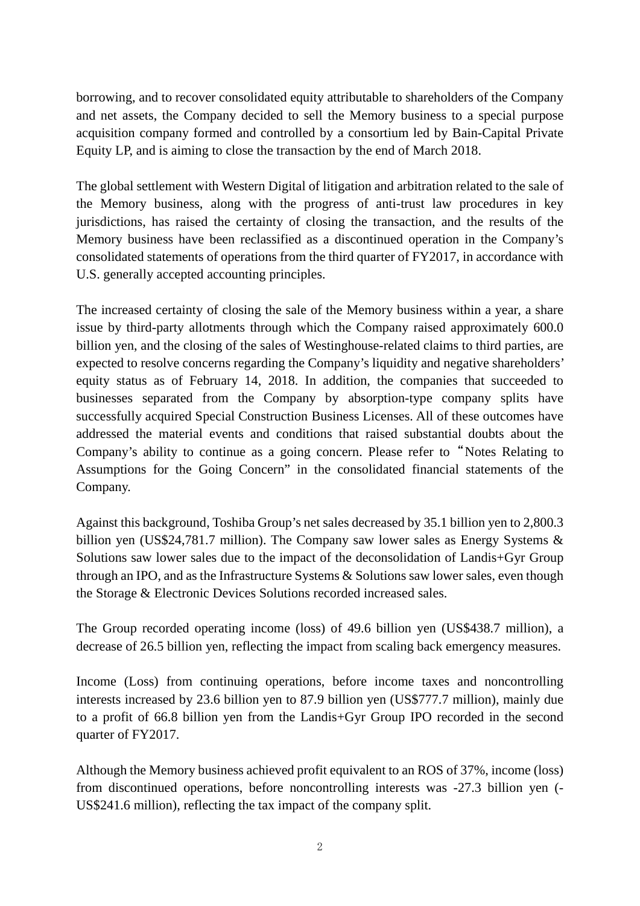borrowing, and to recover consolidated equity attributable to shareholders of the Company and net assets, the Company decided to sell the Memory business to a special purpose acquisition company formed and controlled by a consortium led by Bain-Capital Private Equity LP, and is aiming to close the transaction by the end of March 2018.

The global settlement with Western Digital of litigation and arbitration related to the sale of the Memory business, along with the progress of anti-trust law procedures in key jurisdictions, has raised the certainty of closing the transaction, and the results of the Memory business have been reclassified as a discontinued operation in the Company's consolidated statements of operations from the third quarter of FY2017, in accordance with U.S. generally accepted accounting principles.

The increased certainty of closing the sale of the Memory business within a year, a share issue by third-party allotments through which the Company raised approximately 600.0 billion yen, and the closing of the sales of Westinghouse-related claims to third parties, are expected to resolve concerns regarding the Company's liquidity and negative shareholders' equity status as of February 14, 2018. In addition, the companies that succeeded to businesses separated from the Company by absorption-type company splits have successfully acquired Special Construction Business Licenses. All of these outcomes have addressed the material events and conditions that raised substantial doubts about the Company's ability to continue as a going concern. Please refer to "Notes Relating to Assumptions for the Going Concern" in the consolidated financial statements of the Company.

Against this background, Toshiba Group's net sales decreased by 35.1 billion yen to 2,800.3 billion yen (US$24,781.7 million). The Company saw lower sales as Energy Systems & Solutions saw lower sales due to the impact of the deconsolidation of Landis+Gyr Group through an IPO, and as the Infrastructure Systems & Solutions saw lower sales, even though the Storage & Electronic Devices Solutions recorded increased sales.

The Group recorded operating income (loss) of 49.6 billion yen (US$438.7 million), a decrease of 26.5 billion yen, reflecting the impact from scaling back emergency measures.

Income (Loss) from continuing operations, before income taxes and noncontrolling interests increased by 23.6 billion yen to 87.9 billion yen (US$777.7 million), mainly due to a profit of 66.8 billion yen from the Landis+Gyr Group IPO recorded in the second quarter of FY2017.

Although the Memory business achieved profit equivalent to an ROS of 37%, income (loss) from discontinued operations, before noncontrolling interests was -27.3 billion yen (-US$241.6 million), reflecting the tax impact of the company split.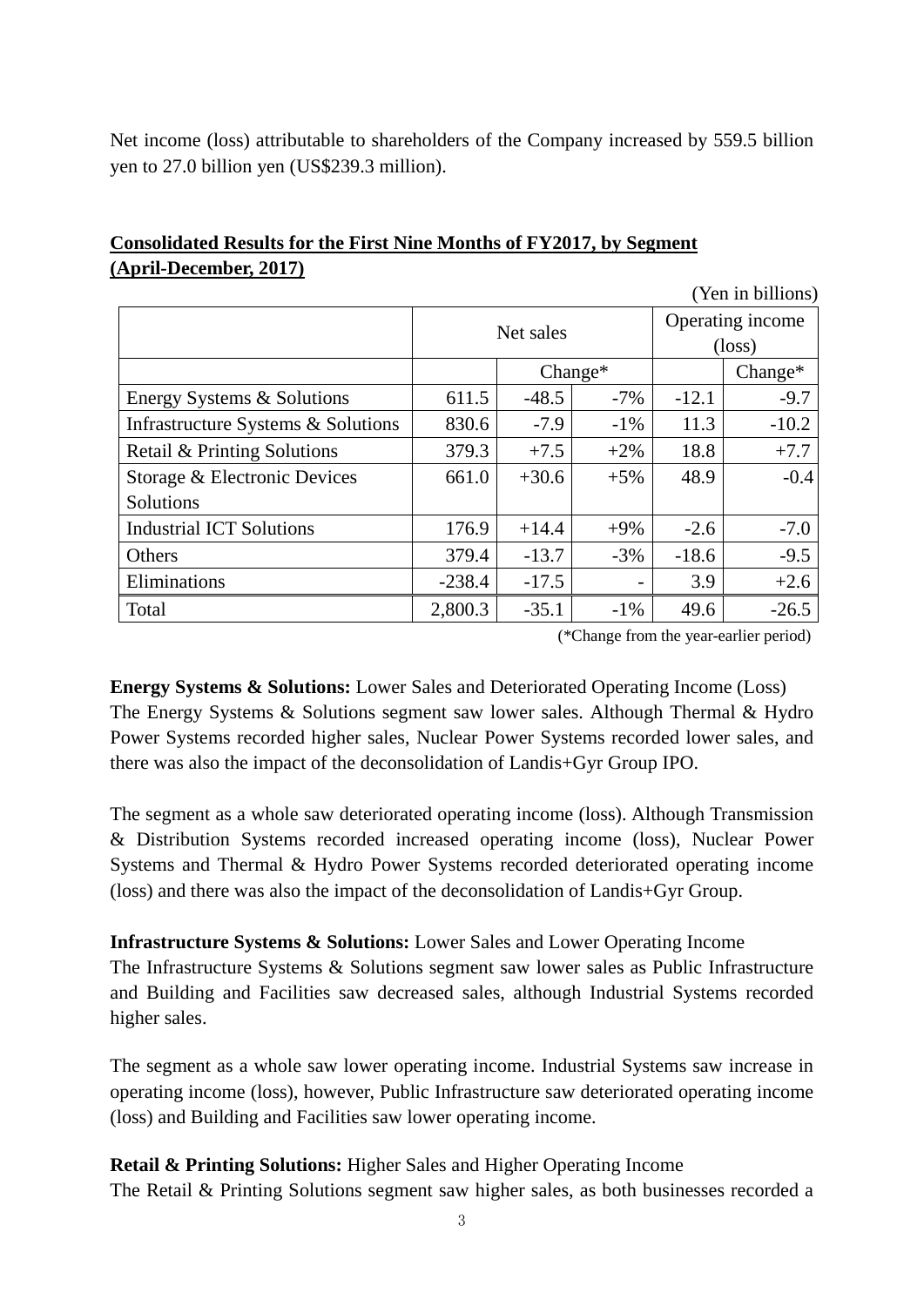Net income (loss) attributable to shareholders of the Company increased by 559.5 billion yen to 27.0 billion yen (US$239.3 million).

**Consolidated Results for the First Nine Months of FY2017, by Segment (April-December, 2017)**

(Yen in billions)

| | Net sales | | | Operating income (loss) | |
|---|---|---|---|---|---|
| | | Change* | | | Change* |
| Energy Systems & Solutions | 611.5 | -48.5 | -7% | -12.1 | -9.7 |
| Infrastructure Systems & Solutions | 830.6 | -7.9 | -1% | 11.3 | -10.2 |
| Retail & Printing Solutions | 379.3 | +7.5 | +2% | 18.8 | +7.7 |
| Storage & Electronic Devices Solutions | 661.0 | +30.6 | +5% | 48.9 | -0.4 |
| Industrial ICT Solutions | 176.9 | +14.4 | +9% | -2.6 | -7.0 |
| Others | 379.4 | -13.7 | -3% | -18.6 | -9.5 |
| Eliminations | -238.4 | -17.5 | - | 3.9 | +2.6 |
| Total | 2,800.3 | -35.1 | -1% | 49.6 | -26.5 |

(*Change from the year-earlier period)

**Energy Systems & Solutions:** Lower Sales and Deteriorated Operating Income (Loss)
The Energy Systems & Solutions segment saw lower sales. Although Thermal & Hydro Power Systems recorded higher sales, Nuclear Power Systems recorded lower sales, and there was also the impact of the deconsolidation of Landis+Gyr Group IPO.

The segment as a whole saw deteriorated operating income (loss). Although Transmission & Distribution Systems recorded increased operating income (loss), Nuclear Power Systems and Thermal & Hydro Power Systems recorded deteriorated operating income (loss) and there was also the impact of the deconsolidation of Landis+Gyr Group.

**Infrastructure Systems & Solutions:** Lower Sales and Lower Operating Income
The Infrastructure Systems & Solutions segment saw lower sales as Public Infrastructure and Building and Facilities saw decreased sales, although Industrial Systems recorded higher sales.

The segment as a whole saw lower operating income. Industrial Systems saw increase in operating income (loss), however, Public Infrastructure saw deteriorated operating income (loss) and Building and Facilities saw lower operating income.

**Retail & Printing Solutions:** Higher Sales and Higher Operating Income
The Retail & Printing Solutions segment saw higher sales, as both businesses recorded a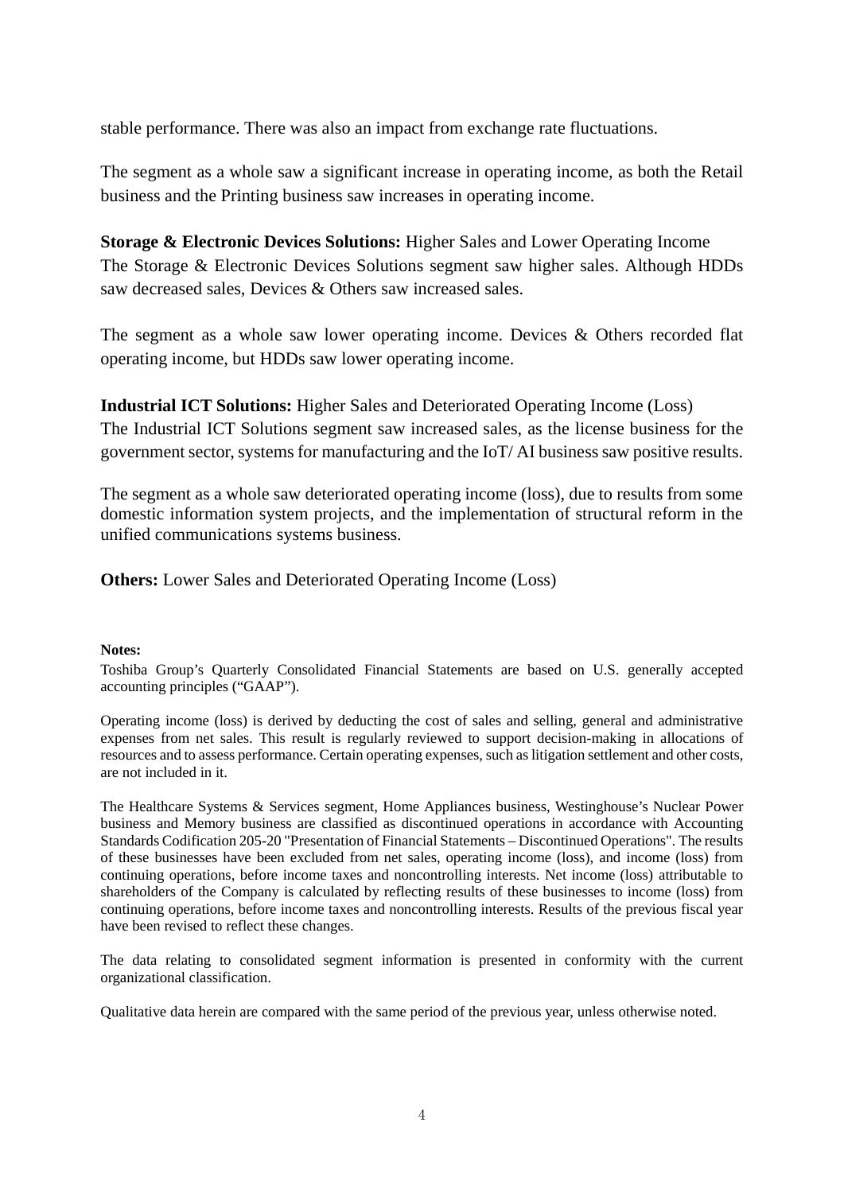stable performance. There was also an impact from exchange rate fluctuations.

The segment as a whole saw a significant increase in operating income, as both the Retail business and the Printing business saw increases in operating income.

**Storage & Electronic Devices Solutions:** Higher Sales and Lower Operating Income
The Storage & Electronic Devices Solutions segment saw higher sales. Although HDDs saw decreased sales, Devices & Others saw increased sales.

The segment as a whole saw lower operating income. Devices & Others recorded flat operating income, but HDDs saw lower operating income.

**Industrial ICT Solutions:** Higher Sales and Deteriorated Operating Income (Loss)
The Industrial ICT Solutions segment saw increased sales, as the license business for the government sector, systems for manufacturing and the IoT/ AI business saw positive results.

The segment as a whole saw deteriorated operating income (loss), due to results from some domestic information system projects, and the implementation of structural reform in the unified communications systems business.

**Others:** Lower Sales and Deteriorated Operating Income (Loss)

**Notes:**

Toshiba Group's Quarterly Consolidated Financial Statements are based on U.S. generally accepted accounting principles ("GAAP").

Operating income (loss) is derived by deducting the cost of sales and selling, general and administrative expenses from net sales. This result is regularly reviewed to support decision-making in allocations of resources and to assess performance. Certain operating expenses, such as litigation settlement and other costs, are not included in it.

The Healthcare Systems & Services segment, Home Appliances business, Westinghouse's Nuclear Power business and Memory business are classified as discontinued operations in accordance with Accounting Standards Codification 205-20 "Presentation of Financial Statements – Discontinued Operations". The results of these businesses have been excluded from net sales, operating income (loss), and income (loss) from continuing operations, before income taxes and noncontrolling interests. Net income (loss) attributable to shareholders of the Company is calculated by reflecting results of these businesses to income (loss) from continuing operations, before income taxes and noncontrolling interests. Results of the previous fiscal year have been revised to reflect these changes.

The data relating to consolidated segment information is presented in conformity with the current organizational classification.

Qualitative data herein are compared with the same period of the previous year, unless otherwise noted.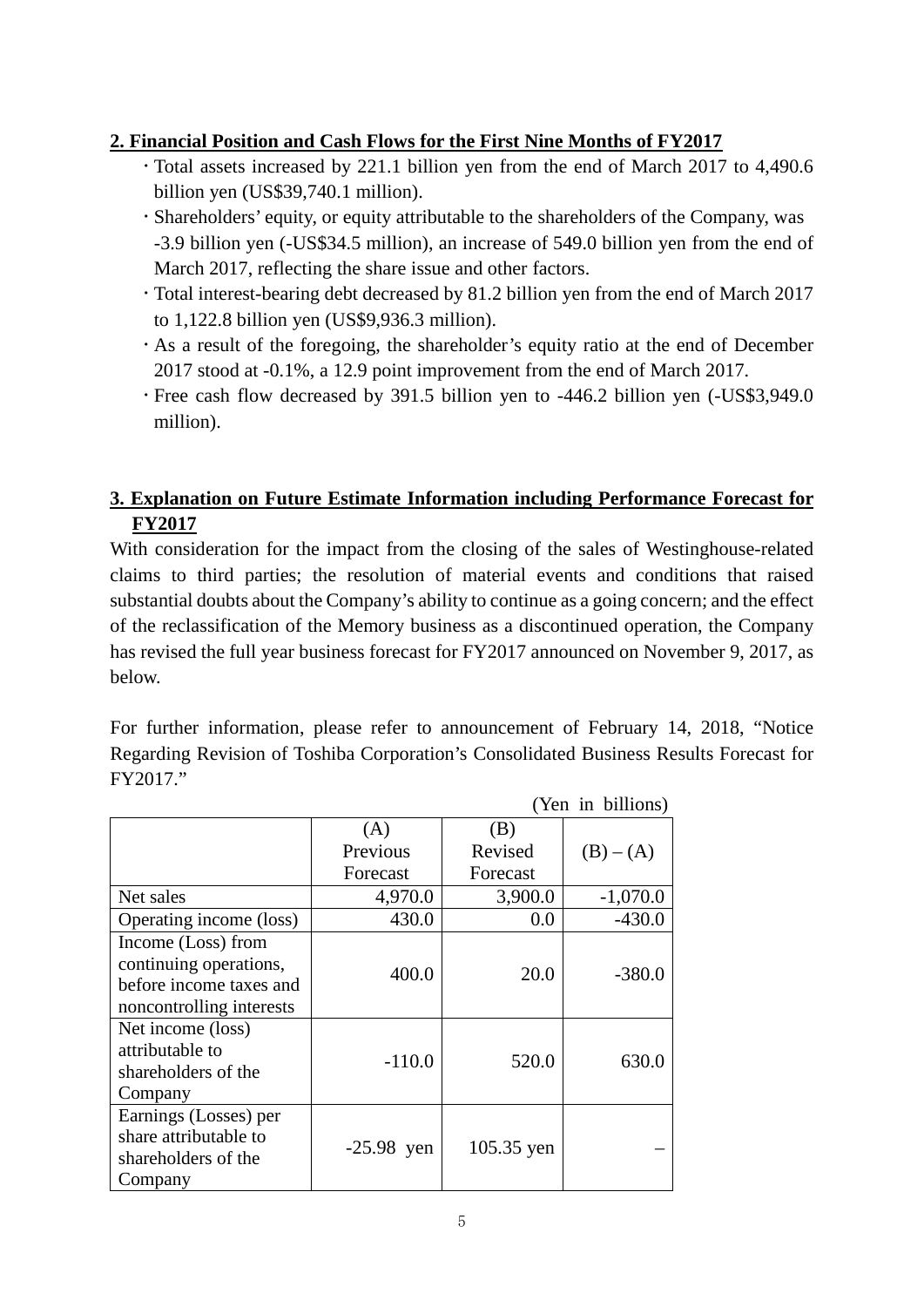## 2. Financial Position and Cash Flows for the First Nine Months of FY2017

- Total assets increased by 221.1 billion yen from the end of March 2017 to 4,490.6 billion yen (US$39,740.1 million).
- Shareholders' equity, or equity attributable to the shareholders of the Company, was -3.9 billion yen (-US$34.5 million), an increase of 549.0 billion yen from the end of March 2017, reflecting the share issue and other factors.
- Total interest-bearing debt decreased by 81.2 billion yen from the end of March 2017 to 1,122.8 billion yen (US$9,936.3 million).
- As a result of the foregoing, the shareholder's equity ratio at the end of December 2017 stood at -0.1%, a 12.9 point improvement from the end of March 2017.
- Free cash flow decreased by 391.5 billion yen to -446.2 billion yen (-US$3,949.0 million).

## 3. Explanation on Future Estimate Information including Performance Forecast for FY2017

With consideration for the impact from the closing of the sales of Westinghouse-related claims to third parties; the resolution of material events and conditions that raised substantial doubts about the Company's ability to continue as a going concern; and the effect of the reclassification of the Memory business as a discontinued operation, the Company has revised the full year business forecast for FY2017 announced on November 9, 2017, as below.

For further information, please refer to announcement of February 14, 2018, "Notice Regarding Revision of Toshiba Corporation's Consolidated Business Results Forecast for FY2017."

(Yen in billions)

| | (A) Previous Forecast | (B) Revised Forecast | (B) – (A) |
|---|---|---|---|
| Net sales | 4,970.0 | 3,900.0 | -1,070.0 |
| Operating income (loss) | 430.0 | 0.0 | -430.0 |
| Income (Loss) from continuing operations, before income taxes and noncontrolling interests | 400.0 | 20.0 | -380.0 |
| Net income (loss) attributable to shareholders of the Company | -110.0 | 520.0 | 630.0 |
| Earnings (Losses) per share attributable to shareholders of the Company | -25.98 yen | 105.35 yen | – |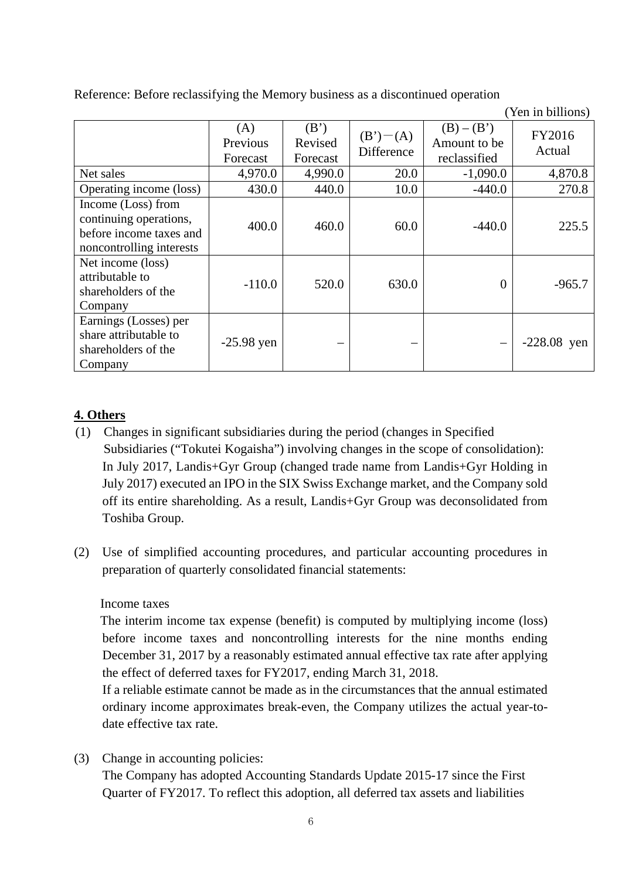Reference: Before reclassifying the Memory business as a discontinued operation

(Yen in billions)

| | (A) Previous Forecast | (B') Revised Forecast | (B')－(A) Difference | (B) – (B') Amount to be reclassified | FY2016 Actual |
|---|---|---|---|---|---|
| Net sales | 4,970.0 | 4,990.0 | 20.0 | -1,090.0 | 4,870.8 |
| Operating income (loss) | 430.0 | 440.0 | 10.0 | -440.0 | 270.8 |
| Income (Loss) from continuing operations, before income taxes and noncontrolling interests | 400.0 | 460.0 | 60.0 | -440.0 | 225.5 |
| Net income (loss) attributable to shareholders of the Company | -110.0 | 520.0 | 630.0 | 0 | -965.7 |
| Earnings (Losses) per share attributable to shareholders of the Company | -25.98 yen | – | – | – | -228.08 yen |

## 4. Others

(1) Changes in significant subsidiaries during the period (changes in Specified Subsidiaries ("Tokutei Kogaisha") involving changes in the scope of consolidation):
In July 2017, Landis+Gyr Group (changed trade name from Landis+Gyr Holding in July 2017) executed an IPO in the SIX Swiss Exchange market, and the Company sold off its entire shareholding. As a result, Landis+Gyr Group was deconsolidated from Toshiba Group.

(2) Use of simplified accounting procedures, and particular accounting procedures in preparation of quarterly consolidated financial statements:

Income taxes

The interim income tax expense (benefit) is computed by multiplying income (loss) before income taxes and noncontrolling interests for the nine months ending December 31, 2017 by a reasonably estimated annual effective tax rate after applying the effect of deferred taxes for FY2017, ending March 31, 2018.

If a reliable estimate cannot be made as in the circumstances that the annual estimated ordinary income approximates break-even, the Company utilizes the actual year-to-date effective tax rate.

(3) Change in accounting policies:
The Company has adopted Accounting Standards Update 2015-17 since the First Quarter of FY2017. To reflect this adoption, all deferred tax assets and liabilities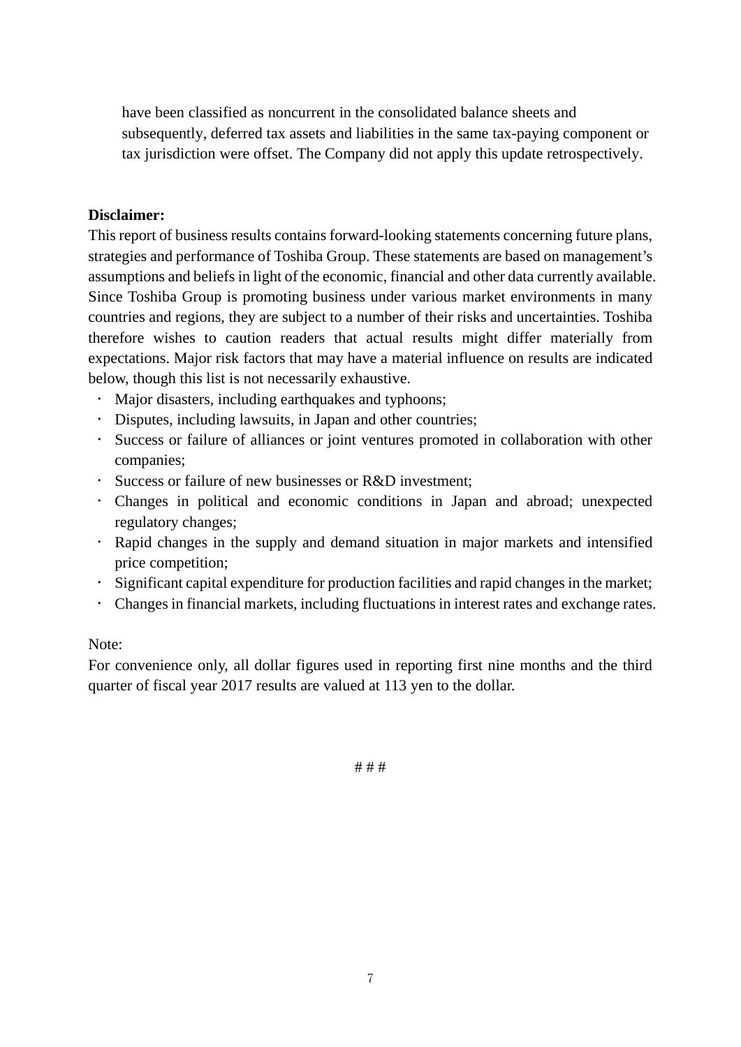have been classified as noncurrent in the consolidated balance sheets and subsequently, deferred tax assets and liabilities in the same tax-paying component or tax jurisdiction were offset. The Company did not apply this update retrospectively.

**Disclaimer:**

This report of business results contains forward-looking statements concerning future plans, strategies and performance of Toshiba Group. These statements are based on management's assumptions and beliefs in light of the economic, financial and other data currently available. Since Toshiba Group is promoting business under various market environments in many countries and regions, they are subject to a number of their risks and uncertainties. Toshiba therefore wishes to caution readers that actual results might differ materially from expectations. Major risk factors that may have a material influence on results are indicated below, though this list is not necessarily exhaustive.

- Major disasters, including earthquakes and typhoons;
- Disputes, including lawsuits, in Japan and other countries;
- Success or failure of alliances or joint ventures promoted in collaboration with other companies;
- Success or failure of new businesses or R&D investment;
- Changes in political and economic conditions in Japan and abroad; unexpected regulatory changes;
- Rapid changes in the supply and demand situation in major markets and intensified price competition;
- Significant capital expenditure for production facilities and rapid changes in the market;
- Changes in financial markets, including fluctuations in interest rates and exchange rates.

Note:

For convenience only, all dollar figures used in reporting first nine months and the third quarter of fiscal year 2017 results are valued at 113 yen to the dollar.

# # #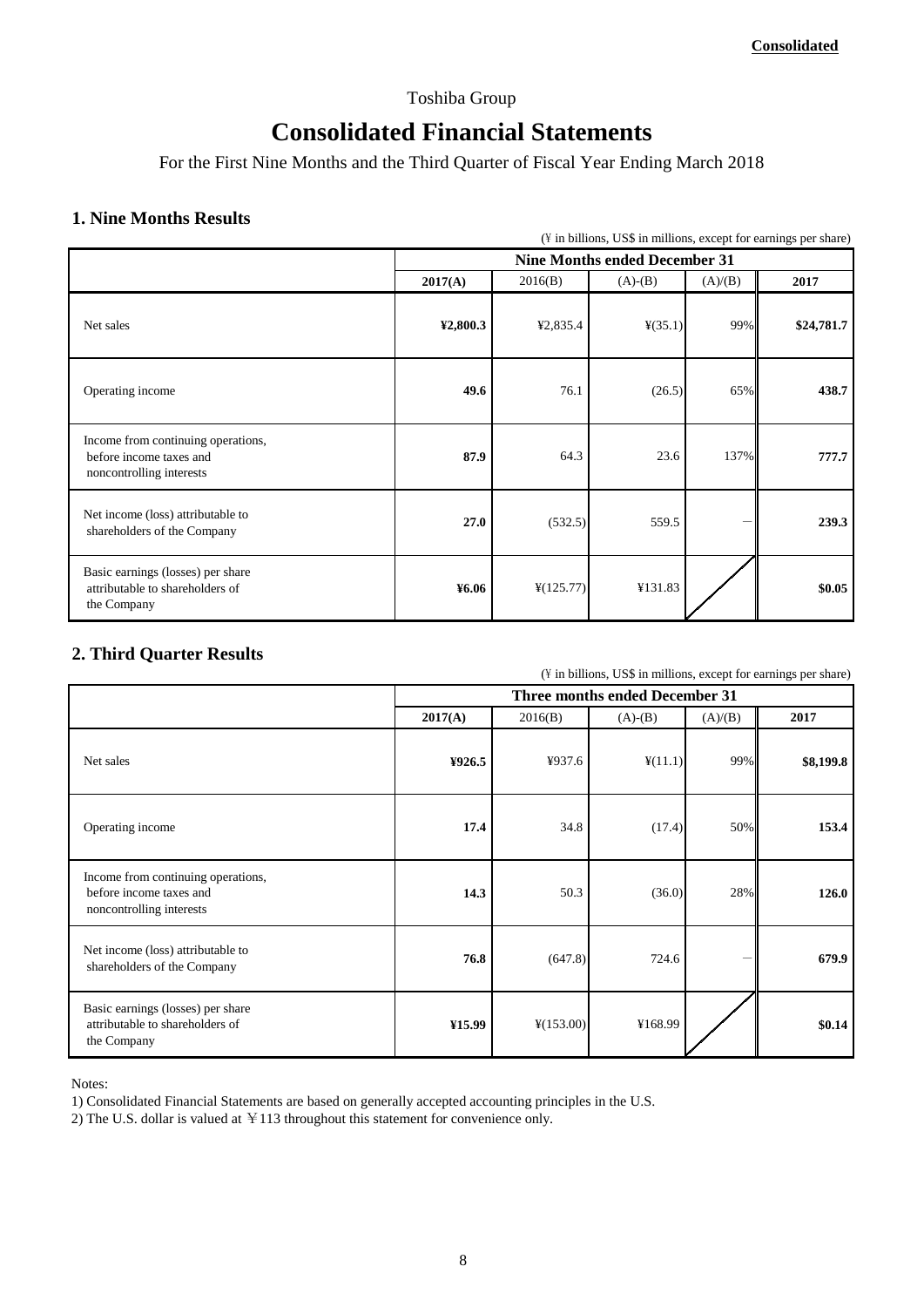**Consolidated**

Toshiba Group

# Consolidated Financial Statements

For the First Nine Months and the Third Quarter of Fiscal Year Ending March 2018

## 1. Nine Months Results

(¥ in billions, US$ in millions, except for earnings per share)

| | Nine Months ended December 31 | | | | |
|---|---|---|---|---|---|
| | 2017(A) | 2016(B) | (A)-(B) | (A)/(B) | 2017 |
| Net sales | ¥2,800.3 | ¥2,835.4 | ¥(35.1) | 99% | $24,781.7 |
| Operating income | 49.6 | 76.1 | (26.5) | 65% | 438.7 |
| Income from continuing operations, before income taxes and noncontrolling interests | 87.9 | 64.3 | 23.6 | 137% | 777.7 |
| Net income (loss) attributable to shareholders of the Company | 27.0 | (532.5) | 559.5 | — | 239.3 |
| Basic earnings (losses) per share attributable to shareholders of the Company | ¥6.06 | ¥(125.77) | ¥131.83 | | $0.05 |

## 2. Third Quarter Results

(¥ in billions, US$ in millions, except for earnings per share)

| | Three months ended December 31 | | | | |
|---|---|---|---|---|---|
| | 2017(A) | 2016(B) | (A)-(B) | (A)/(B) | 2017 |
| Net sales | ¥926.5 | ¥937.6 | ¥(11.1) | 99% | $8,199.8 |
| Operating income | 17.4 | 34.8 | (17.4) | 50% | 153.4 |
| Income from continuing operations, before income taxes and noncontrolling interests | 14.3 | 50.3 | (36.0) | 28% | 126.0 |
| Net income (loss) attributable to shareholders of the Company | 76.8 | (647.8) | 724.6 | — | 679.9 |
| Basic earnings (losses) per share attributable to shareholders of the Company | ¥15.99 | ¥(153.00) | ¥168.99 | | $0.14 |

Notes:

1) Consolidated Financial Statements are based on generally accepted accounting principles in the U.S.

2) The U.S. dollar is valued at ￥113 throughout this statement for convenience only.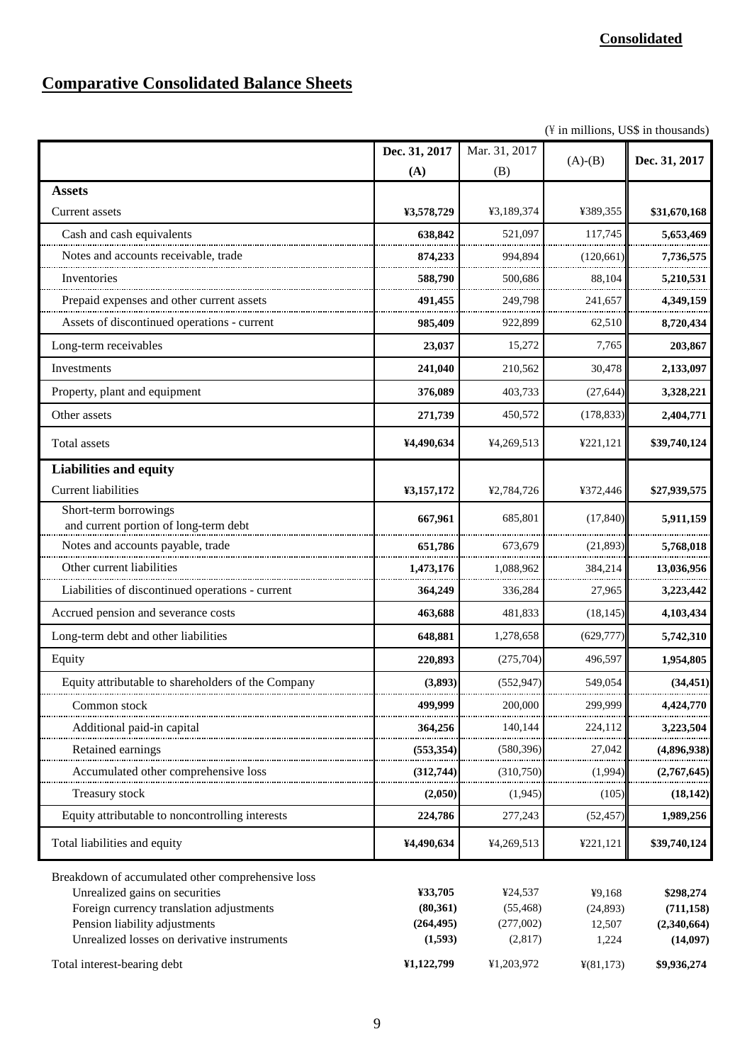**Consolidated**

# Comparative Consolidated Balance Sheets

(¥ in millions, US$ in thousands)

| | Dec. 31, 2017 (A) | Mar. 31, 2017 (B) | (A)-(B) | Dec. 31, 2017 |
|---|---|---|---|---|
| **Assets** | | | | |
| Current assets | **¥3,578,729** | ¥3,189,374 | ¥389,355 | **$31,670,168** |
| Cash and cash equivalents | **638,842** | 521,097 | 117,745 | **5,653,469** |
| Notes and accounts receivable, trade | **874,233** | 994,894 | (120,661) | **7,736,575** |
| Inventories | **588,790** | 500,686 | 88,104 | **5,210,531** |
| Prepaid expenses and other current assets | **491,455** | 249,798 | 241,657 | **4,349,159** |
| Assets of discontinued operations - current | **985,409** | 922,899 | 62,510 | **8,720,434** |
| Long-term receivables | **23,037** | 15,272 | 7,765 | **203,867** |
| Investments | **241,040** | 210,562 | 30,478 | **2,133,097** |
| Property, plant and equipment | **376,089** | 403,733 | (27,644) | **3,328,221** |
| Other assets | **271,739** | 450,572 | (178,833) | **2,404,771** |
| Total assets | **¥4,490,634** | ¥4,269,513 | ¥221,121 | **$39,740,124** |
| **Liabilities and equity** | | | | |
| Current liabilities | **¥3,157,172** | ¥2,784,726 | ¥372,446 | **$27,939,575** |
| Short-term borrowings and current portion of long-term debt | **667,961** | 685,801 | (17,840) | **5,911,159** |
| Notes and accounts payable, trade | **651,786** | 673,679 | (21,893) | **5,768,018** |
| Other current liabilities | **1,473,176** | 1,088,962 | 384,214 | **13,036,956** |
| Liabilities of discontinued operations - current | **364,249** | 336,284 | 27,965 | **3,223,442** |
| Accrued pension and severance costs | **463,688** | 481,833 | (18,145) | **4,103,434** |
| Long-term debt and other liabilities | **648,881** | 1,278,658 | (629,777) | **5,742,310** |
| Equity | **220,893** | (275,704) | 496,597 | **1,954,805** |
| Equity attributable to shareholders of the Company | **(3,893)** | (552,947) | 549,054 | **(34,451)** |
| Common stock | **499,999** | 200,000 | 299,999 | **4,424,770** |
| Additional paid-in capital | **364,256** | 140,144 | 224,112 | **3,223,504** |
| Retained earnings | **(553,354)** | (580,396) | 27,042 | **(4,896,938)** |
| Accumulated other comprehensive loss | **(312,744)** | (310,750) | (1,994) | **(2,767,645)** |
| Treasury stock | **(2,050)** | (1,945) | (105) | **(18,142)** |
| Equity attributable to noncontrolling interests | **224,786** | 277,243 | (52,457) | **1,989,256** |
| Total liabilities and equity | **¥4,490,634** | ¥4,269,513 | ¥221,121 | **$39,740,124** |
| Breakdown of accumulated other comprehensive loss | | | | |
| Unrealized gains on securities | **¥33,705** | ¥24,537 | ¥9,168 | **$298,274** |
| Foreign currency translation adjustments | **(80,361)** | (55,468) | (24,893) | **(711,158)** |
| Pension liability adjustments | **(264,495)** | (277,002) | 12,507 | **(2,340,664)** |
| Unrealized losses on derivative instruments | **(1,593)** | (2,817) | 1,224 | **(14,097)** |
| Total interest-bearing debt | **¥1,122,799** | ¥1,203,972 | ¥(81,173) | **$9,936,274** |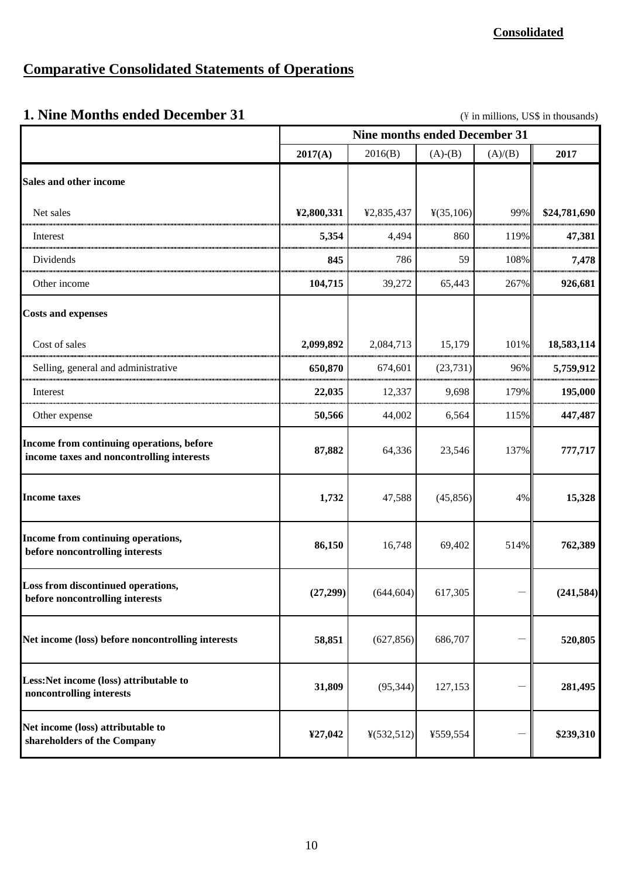**Consolidated**

# Comparative Consolidated Statements of Operations

## 1. Nine Months ended December 31

(¥ in millions, US$ in thousands)

| | Nine months ended December 31 | | | | |
|---|---|---|---|---|---|
| | **2017(A)** | 2016(B) | (A)-(B) | (A)/(B) | **2017** |
| **Sales and other income** | | | | | |
| Net sales | **¥2,800,331** | ¥2,835,437 | ¥(35,106) | 99% | **$24,781,690** |
| Interest | **5,354** | 4,494 | 860 | 119% | **47,381** |
| Dividends | **845** | 786 | 59 | 108% | **7,478** |
| Other income | **104,715** | 39,272 | 65,443 | 267% | **926,681** |
| **Costs and expenses** | | | | | |
| Cost of sales | **2,099,892** | 2,084,713 | 15,179 | 101% | **18,583,114** |
| Selling, general and administrative | **650,870** | 674,601 | (23,731) | 96% | **5,759,912** |
| Interest | **22,035** | 12,337 | 9,698 | 179% | **195,000** |
| Other expense | **50,566** | 44,002 | 6,564 | 115% | **447,487** |
| **Income from continuing operations, before income taxes and noncontrolling interests** | **87,882** | 64,336 | 23,546 | 137% | **777,717** |
| **Income taxes** | **1,732** | 47,588 | (45,856) | 4% | **15,328** |
| **Income from continuing operations, before noncontrolling interests** | **86,150** | 16,748 | 69,402 | 514% | **762,389** |
| **Loss from discontinued operations, before noncontrolling interests** | **(27,299)** | (644,604) | 617,305 | ― | **(241,584)** |
| **Net income (loss) before noncontrolling interests** | **58,851** | (627,856) | 686,707 | ― | **520,805** |
| **Less:Net income (loss) attributable to noncontrolling interests** | **31,809** | (95,344) | 127,153 | ― | **281,495** |
| **Net income (loss) attributable to shareholders of the Company** | **¥27,042** | ¥(532,512) | ¥559,554 | ― | **$239,310** |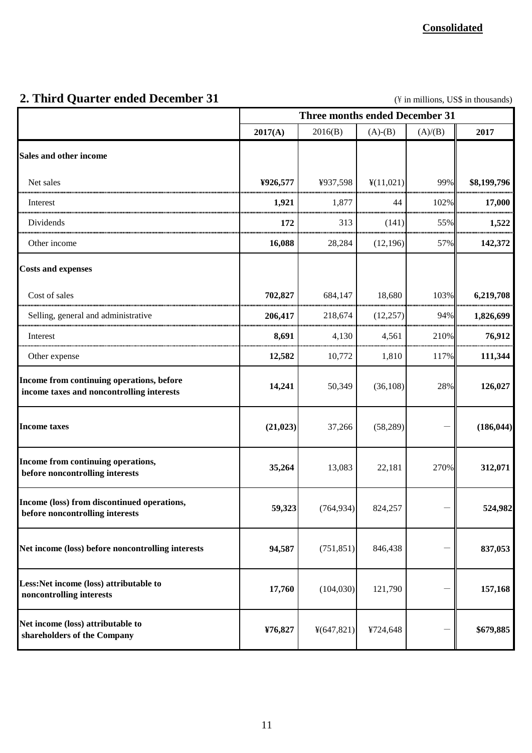**Consolidated**

## 2. Third Quarter ended December 31

(¥ in millions, US$ in thousands)

| | Three months ended December 31 | | | | |
|---|---|---|---|---|---|
| | **2017(A)** | 2016(B) | (A)-(B) | (A)/(B) | **2017** |
| **Sales and other income** | | | | | |
| Net sales | **¥926,577** | ¥937,598 | ¥(11,021) | 99% | **$8,199,796** |
| Interest | **1,921** | 1,877 | 44 | 102% | **17,000** |
| Dividends | **172** | 313 | (141) | 55% | **1,522** |
| Other income | **16,088** | 28,284 | (12,196) | 57% | **142,372** |
| **Costs and expenses** | | | | | |
| Cost of sales | **702,827** | 684,147 | 18,680 | 103% | **6,219,708** |
| Selling, general and administrative | **206,417** | 218,674 | (12,257) | 94% | **1,826,699** |
| Interest | **8,691** | 4,130 | 4,561 | 210% | **76,912** |
| Other expense | **12,582** | 10,772 | 1,810 | 117% | **111,344** |
| **Income from continuing operations, before income taxes and noncontrolling interests** | **14,241** | 50,349 | (36,108) | 28% | **126,027** |
| **Income taxes** | **(21,023)** | 37,266 | (58,289) | — | **(186,044)** |
| **Income from continuing operations, before noncontrolling interests** | **35,264** | 13,083 | 22,181 | 270% | **312,071** |
| **Income (loss) from discontinued operations, before noncontrolling interests** | **59,323** | (764,934) | 824,257 | — | **524,982** |
| **Net income (loss) before noncontrolling interests** | **94,587** | (751,851) | 846,438 | — | **837,053** |
| **Less:Net income (loss) attributable to noncontrolling interests** | **17,760** | (104,030) | 121,790 | — | **157,168** |
| **Net income (loss) attributable to shareholders of the Company** | **¥76,827** | ¥(647,821) | ¥724,648 | — | **$679,885** |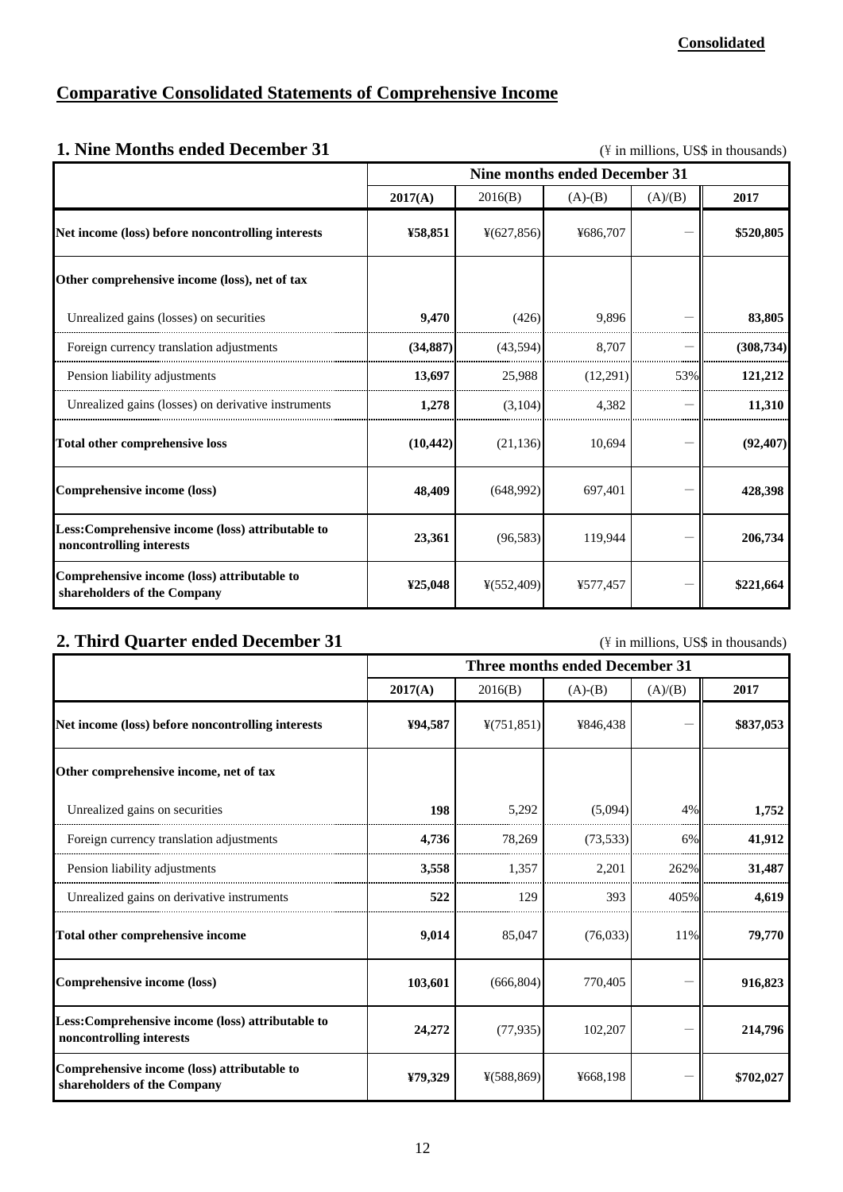**Consolidated**

# Comparative Consolidated Statements of Comprehensive Income

## 1. Nine Months ended December 31

(¥ in millions, US$ in thousands)

| | Nine months ended December 31 | | | | |
|---|---|---|---|---|---|
| | **2017(A)** | 2016(B) | (A)-(B) | (A)/(B) | **2017** |
| **Net income (loss) before noncontrolling interests** | **¥58,851** | ¥(627,856) | ¥686,707 | － | **$520,805** |
| **Other comprehensive income (loss), net of tax** | | | | | |
| Unrealized gains (losses) on securities | **9,470** | (426) | 9,896 | － | **83,805** |
| Foreign currency translation adjustments | **(34,887)** | (43,594) | 8,707 | － | **(308,734)** |
| Pension liability adjustments | **13,697** | 25,988 | (12,291) | 53% | **121,212** |
| Unrealized gains (losses) on derivative instruments | **1,278** | (3,104) | 4,382 | － | **11,310** |
| **Total other comprehensive loss** | **(10,442)** | (21,136) | 10,694 | － | **(92,407)** |
| **Comprehensive income (loss)** | **48,409** | (648,992) | 697,401 | － | **428,398** |
| **Less:Comprehensive income (loss) attributable to noncontrolling interests** | **23,361** | (96,583) | 119,944 | － | **206,734** |
| **Comprehensive income (loss) attributable to shareholders of the Company** | **¥25,048** | ¥(552,409) | ¥577,457 | － | **$221,664** |

## 2. Third Quarter ended December 31

(¥ in millions, US$ in thousands)

| | Three months ended December 31 | | | | |
|---|---|---|---|---|---|
| | **2017(A)** | 2016(B) | (A)-(B) | (A)/(B) | **2017** |
| **Net income (loss) before noncontrolling interests** | **¥94,587** | ¥(751,851) | ¥846,438 | － | **$837,053** |
| **Other comprehensive income, net of tax** | | | | | |
| Unrealized gains on securities | **198** | 5,292 | (5,094) | 4% | **1,752** |
| Foreign currency translation adjustments | **4,736** | 78,269 | (73,533) | 6% | **41,912** |
| Pension liability adjustments | **3,558** | 1,357 | 2,201 | 262% | **31,487** |
| Unrealized gains on derivative instruments | **522** | 129 | 393 | 405% | **4,619** |
| **Total other comprehensive income** | **9,014** | 85,047 | (76,033) | 11% | **79,770** |
| **Comprehensive income (loss)** | **103,601** | (666,804) | 770,405 | － | **916,823** |
| **Less:Comprehensive income (loss) attributable to noncontrolling interests** | **24,272** | (77,935) | 102,207 | － | **214,796** |
| **Comprehensive income (loss) attributable to shareholders of the Company** | **¥79,329** | ¥(588,869) | ¥668,198 | － | **$702,027** |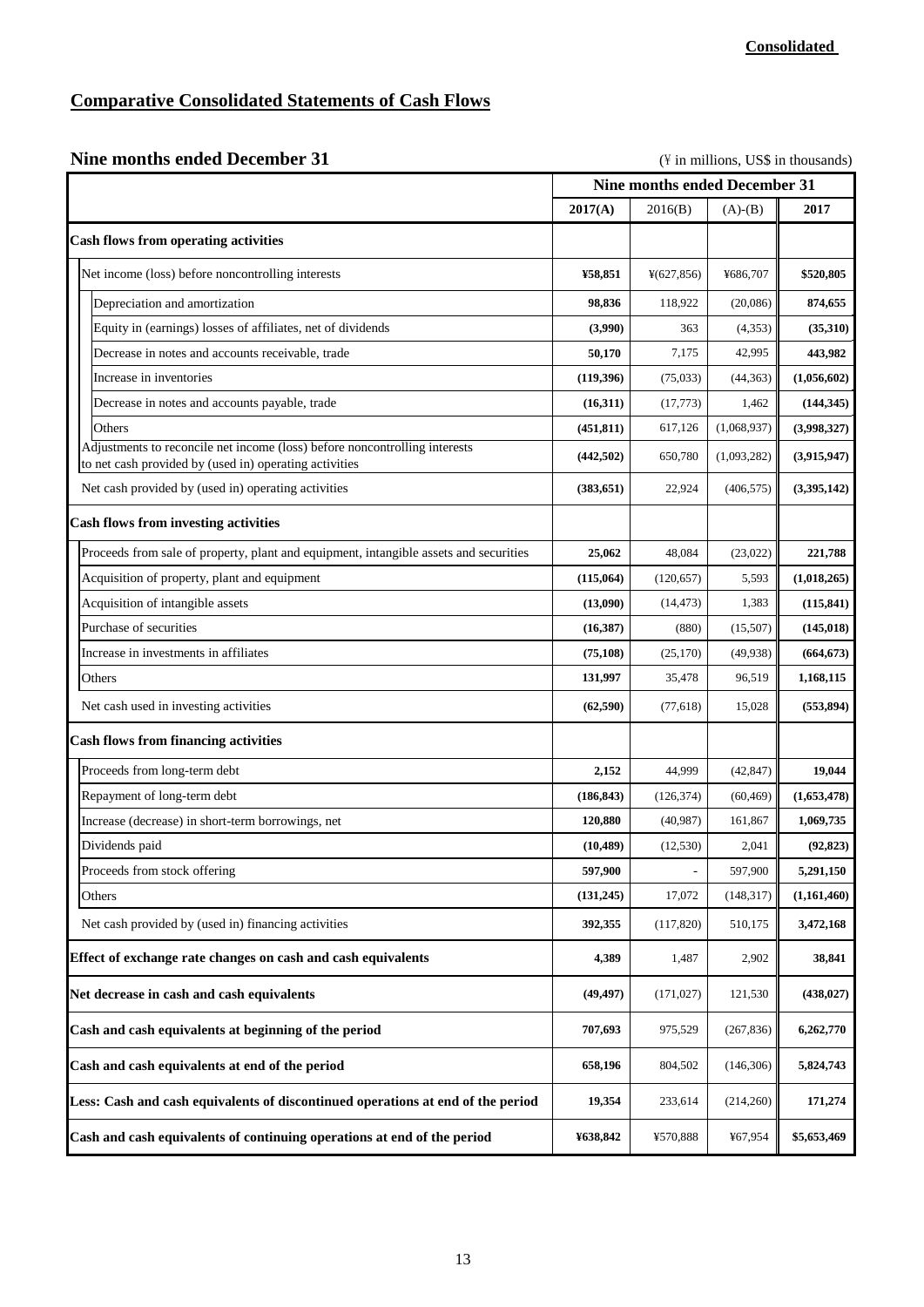**Consolidated**

## Comparative Consolidated Statements of Cash Flows

### Nine months ended December 31

(¥ in millions, US$ in thousands)

| | Nine months ended December 31 | | | |
|---|---|---|---|---|
| | **2017(A)** | 2016(B) | (A)-(B) | **2017** |
| **Cash flows from operating activities** | | | | |
| Net income (loss) before noncontrolling interests | **¥58,851** | ¥(627,856) | ¥686,707 | **$520,805** |
| Depreciation and amortization | **98,836** | 118,922 | (20,086) | **874,655** |
| Equity in (earnings) losses of affiliates, net of dividends | **(3,990)** | 363 | (4,353) | **(35,310)** |
| Decrease in notes and accounts receivable, trade | **50,170** | 7,175 | 42,995 | **443,982** |
| Increase in inventories | **(119,396)** | (75,033) | (44,363) | **(1,056,602)** |
| Decrease in notes and accounts payable, trade | **(16,311)** | (17,773) | 1,462 | **(144,345)** |
| Others | **(451,811)** | 617,126 | (1,068,937) | **(3,998,327)** |
| Adjustments to reconcile net income (loss) before noncontrolling interests to net cash provided by (used in) operating activities | **(442,502)** | 650,780 | (1,093,282) | **(3,915,947)** |
| Net cash provided by (used in) operating activities | **(383,651)** | 22,924 | (406,575) | **(3,395,142)** |
| **Cash flows from investing activities** | | | | |
| Proceeds from sale of property, plant and equipment, intangible assets and securities | **25,062** | 48,084 | (23,022) | **221,788** |
| Acquisition of property, plant and equipment | **(115,064)** | (120,657) | 5,593 | **(1,018,265)** |
| Acquisition of intangible assets | **(13,090)** | (14,473) | 1,383 | **(115,841)** |
| Purchase of securities | **(16,387)** | (880) | (15,507) | **(145,018)** |
| Increase in investments in affiliates | **(75,108)** | (25,170) | (49,938) | **(664,673)** |
| Others | **131,997** | 35,478 | 96,519 | **1,168,115** |
| Net cash used in investing activities | **(62,590)** | (77,618) | 15,028 | **(553,894)** |
| **Cash flows from financing activities** | | | | |
| Proceeds from long-term debt | **2,152** | 44,999 | (42,847) | **19,044** |
| Repayment of long-term debt | **(186,843)** | (126,374) | (60,469) | **(1,653,478)** |
| Increase (decrease) in short-term borrowings, net | **120,880** | (40,987) | 161,867 | **1,069,735** |
| Dividends paid | **(10,489)** | (12,530) | 2,041 | **(92,823)** |
| Proceeds from stock offering | **597,900** | - | 597,900 | **5,291,150** |
| Others | **(131,245)** | 17,072 | (148,317) | **(1,161,460)** |
| Net cash provided by (used in) financing activities | **392,355** | (117,820) | 510,175 | **3,472,168** |
| **Effect of exchange rate changes on cash and cash equivalents** | **4,389** | 1,487 | 2,902 | **38,841** |
| **Net decrease in cash and cash equivalents** | **(49,497)** | (171,027) | 121,530 | **(438,027)** |
| **Cash and cash equivalents at beginning of the period** | **707,693** | 975,529 | (267,836) | **6,262,770** |
| **Cash and cash equivalents at end of the period** | **658,196** | 804,502 | (146,306) | **5,824,743** |
| **Less: Cash and cash equivalents of discontinued operations at end of the period** | **19,354** | 233,614 | (214,260) | **171,274** |
| **Cash and cash equivalents of continuing operations at end of the period** | **¥638,842** | ¥570,888 | ¥67,954 | **$5,653,469** |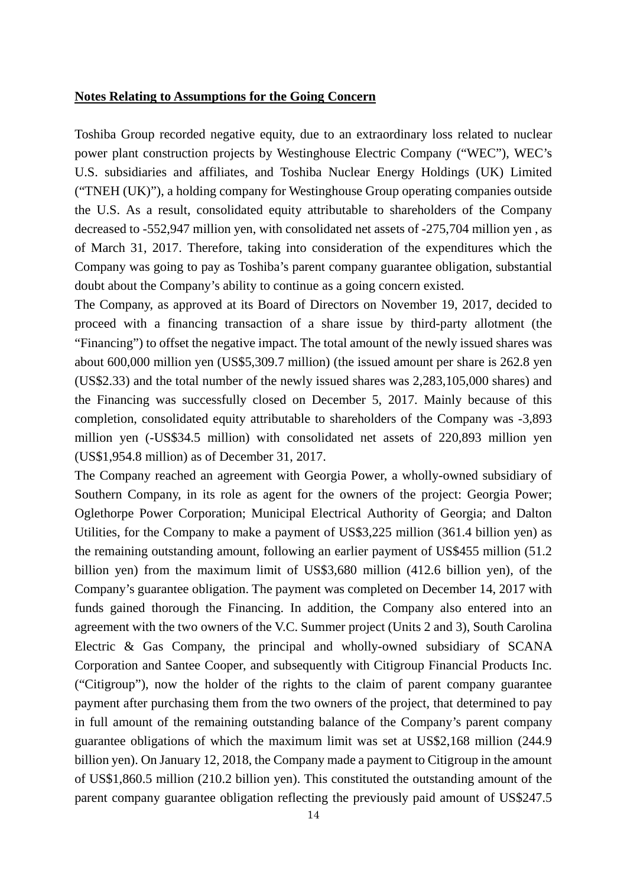**Notes Relating to Assumptions for the Going Concern**

Toshiba Group recorded negative equity, due to an extraordinary loss related to nuclear power plant construction projects by Westinghouse Electric Company ("WEC"), WEC's U.S. subsidiaries and affiliates, and Toshiba Nuclear Energy Holdings (UK) Limited ("TNEH (UK)"), a holding company for Westinghouse Group operating companies outside the U.S. As a result, consolidated equity attributable to shareholders of the Company decreased to -552,947 million yen, with consolidated net assets of -275,704 million yen , as of March 31, 2017. Therefore, taking into consideration of the expenditures which the Company was going to pay as Toshiba's parent company guarantee obligation, substantial doubt about the Company's ability to continue as a going concern existed.

The Company, as approved at its Board of Directors on November 19, 2017, decided to proceed with a financing transaction of a share issue by third-party allotment (the "Financing") to offset the negative impact. The total amount of the newly issued shares was about 600,000 million yen (US$5,309.7 million) (the issued amount per share is 262.8 yen (US$2.33) and the total number of the newly issued shares was 2,283,105,000 shares) and the Financing was successfully closed on December 5, 2017. Mainly because of this completion, consolidated equity attributable to shareholders of the Company was -3,893 million yen (-US$34.5 million) with consolidated net assets of 220,893 million yen (US$1,954.8 million) as of December 31, 2017.

The Company reached an agreement with Georgia Power, a wholly-owned subsidiary of Southern Company, in its role as agent for the owners of the project: Georgia Power; Oglethorpe Power Corporation; Municipal Electrical Authority of Georgia; and Dalton Utilities, for the Company to make a payment of US$3,225 million (361.4 billion yen) as the remaining outstanding amount, following an earlier payment of US$455 million (51.2 billion yen) from the maximum limit of US$3,680 million (412.6 billion yen), of the Company's guarantee obligation. The payment was completed on December 14, 2017 with funds gained thorough the Financing. In addition, the Company also entered into an agreement with the two owners of the V.C. Summer project (Units 2 and 3), South Carolina Electric & Gas Company, the principal and wholly-owned subsidiary of SCANA Corporation and Santee Cooper, and subsequently with Citigroup Financial Products Inc. ("Citigroup"), now the holder of the rights to the claim of parent company guarantee payment after purchasing them from the two owners of the project, that determined to pay in full amount of the remaining outstanding balance of the Company's parent company guarantee obligations of which the maximum limit was set at US$2,168 million (244.9 billion yen). On January 12, 2018, the Company made a payment to Citigroup in the amount of US$1,860.5 million (210.2 billion yen). This constituted the outstanding amount of the parent company guarantee obligation reflecting the previously paid amount of US$247.5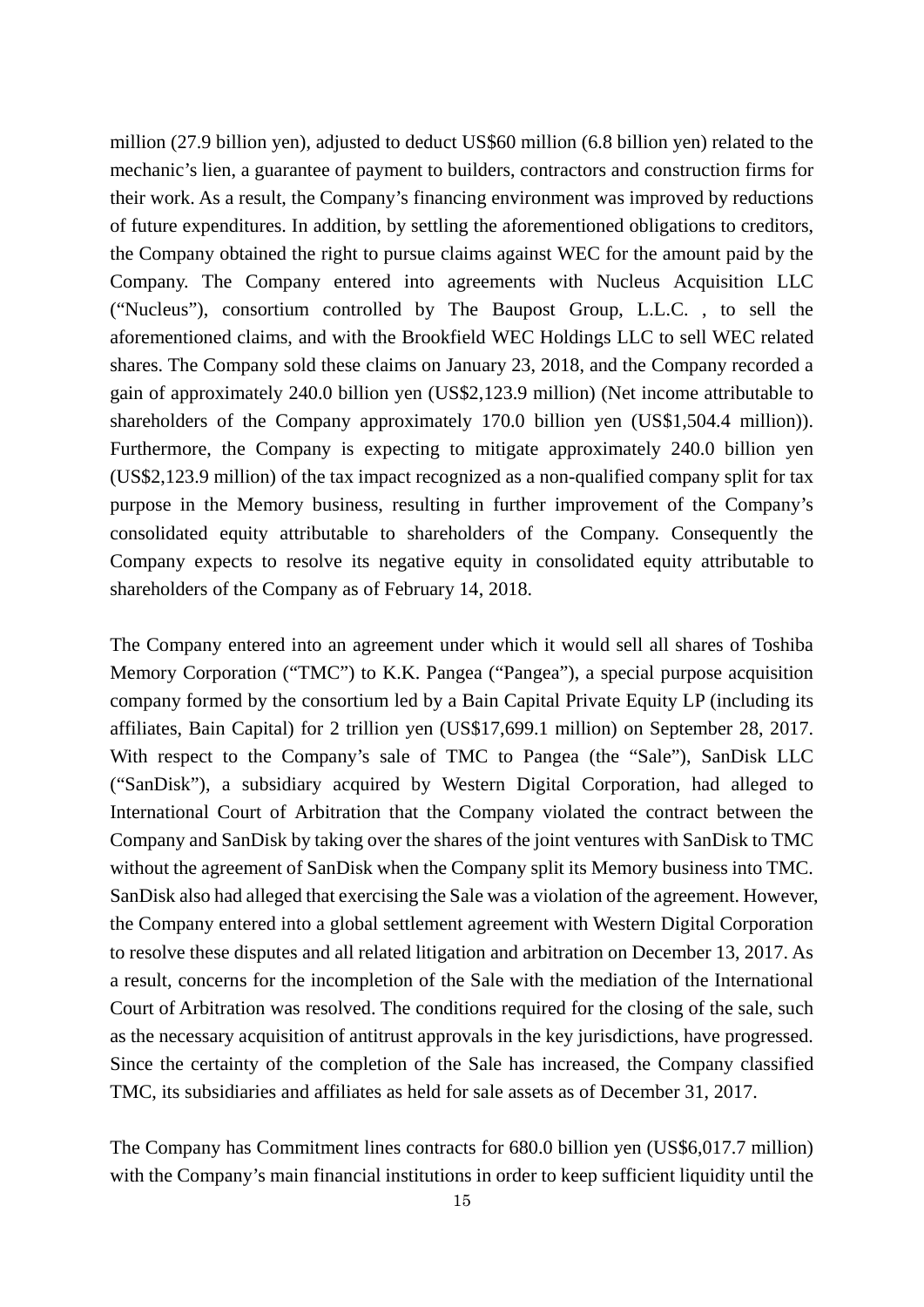million (27.9 billion yen), adjusted to deduct US$60 million (6.8 billion yen) related to the mechanic's lien, a guarantee of payment to builders, contractors and construction firms for their work. As a result, the Company's financing environment was improved by reductions of future expenditures. In addition, by settling the aforementioned obligations to creditors, the Company obtained the right to pursue claims against WEC for the amount paid by the Company. The Company entered into agreements with Nucleus Acquisition LLC ("Nucleus"), consortium controlled by The Baupost Group, L.L.C. , to sell the aforementioned claims, and with the Brookfield WEC Holdings LLC to sell WEC related shares. The Company sold these claims on January 23, 2018, and the Company recorded a gain of approximately 240.0 billion yen (US$2,123.9 million) (Net income attributable to shareholders of the Company approximately 170.0 billion yen (US$1,504.4 million)). Furthermore, the Company is expecting to mitigate approximately 240.0 billion yen (US$2,123.9 million) of the tax impact recognized as a non-qualified company split for tax purpose in the Memory business, resulting in further improvement of the Company's consolidated equity attributable to shareholders of the Company. Consequently the Company expects to resolve its negative equity in consolidated equity attributable to shareholders of the Company as of February 14, 2018.

The Company entered into an agreement under which it would sell all shares of Toshiba Memory Corporation ("TMC") to K.K. Pangea ("Pangea"), a special purpose acquisition company formed by the consortium led by a Bain Capital Private Equity LP (including its affiliates, Bain Capital) for 2 trillion yen (US$17,699.1 million) on September 28, 2017. With respect to the Company's sale of TMC to Pangea (the "Sale"), SanDisk LLC ("SanDisk"), a subsidiary acquired by Western Digital Corporation, had alleged to International Court of Arbitration that the Company violated the contract between the Company and SanDisk by taking over the shares of the joint ventures with SanDisk to TMC without the agreement of SanDisk when the Company split its Memory business into TMC. SanDisk also had alleged that exercising the Sale was a violation of the agreement. However, the Company entered into a global settlement agreement with Western Digital Corporation to resolve these disputes and all related litigation and arbitration on December 13, 2017. As a result, concerns for the incompletion of the Sale with the mediation of the International Court of Arbitration was resolved. The conditions required for the closing of the sale, such as the necessary acquisition of antitrust approvals in the key jurisdictions, have progressed. Since the certainty of the completion of the Sale has increased, the Company classified TMC, its subsidiaries and affiliates as held for sale assets as of December 31, 2017.

The Company has Commitment lines contracts for 680.0 billion yen (US$6,017.7 million) with the Company's main financial institutions in order to keep sufficient liquidity until the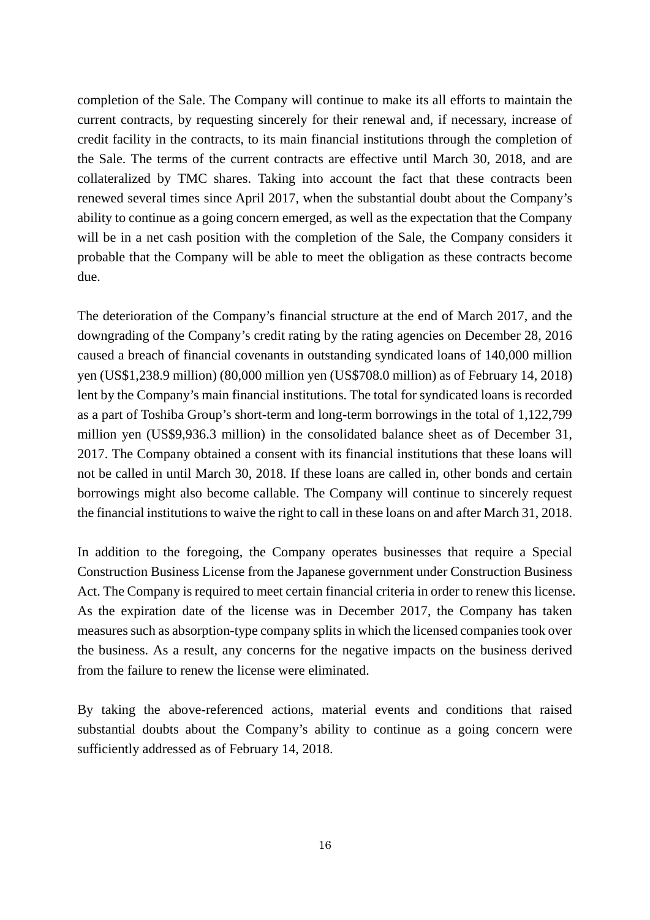completion of the Sale. The Company will continue to make its all efforts to maintain the current contracts, by requesting sincerely for their renewal and, if necessary, increase of credit facility in the contracts, to its main financial institutions through the completion of the Sale. The terms of the current contracts are effective until March 30, 2018, and are collateralized by TMC shares. Taking into account the fact that these contracts been renewed several times since April 2017, when the substantial doubt about the Company's ability to continue as a going concern emerged, as well as the expectation that the Company will be in a net cash position with the completion of the Sale, the Company considers it probable that the Company will be able to meet the obligation as these contracts become due.

The deterioration of the Company's financial structure at the end of March 2017, and the downgrading of the Company's credit rating by the rating agencies on December 28, 2016 caused a breach of financial covenants in outstanding syndicated loans of 140,000 million yen (US$1,238.9 million) (80,000 million yen (US$708.0 million) as of February 14, 2018) lent by the Company's main financial institutions. The total for syndicated loans is recorded as a part of Toshiba Group's short-term and long-term borrowings in the total of 1,122,799 million yen (US$9,936.3 million) in the consolidated balance sheet as of December 31, 2017. The Company obtained a consent with its financial institutions that these loans will not be called in until March 30, 2018. If these loans are called in, other bonds and certain borrowings might also become callable. The Company will continue to sincerely request the financial institutions to waive the right to call in these loans on and after March 31, 2018.

In addition to the foregoing, the Company operates businesses that require a Special Construction Business License from the Japanese government under Construction Business Act. The Company is required to meet certain financial criteria in order to renew this license. As the expiration date of the license was in December 2017, the Company has taken measures such as absorption-type company splits in which the licensed companies took over the business. As a result, any concerns for the negative impacts on the business derived from the failure to renew the license were eliminated.

By taking the above-referenced actions, material events and conditions that raised substantial doubts about the Company's ability to continue as a going concern were sufficiently addressed as of February 14, 2018.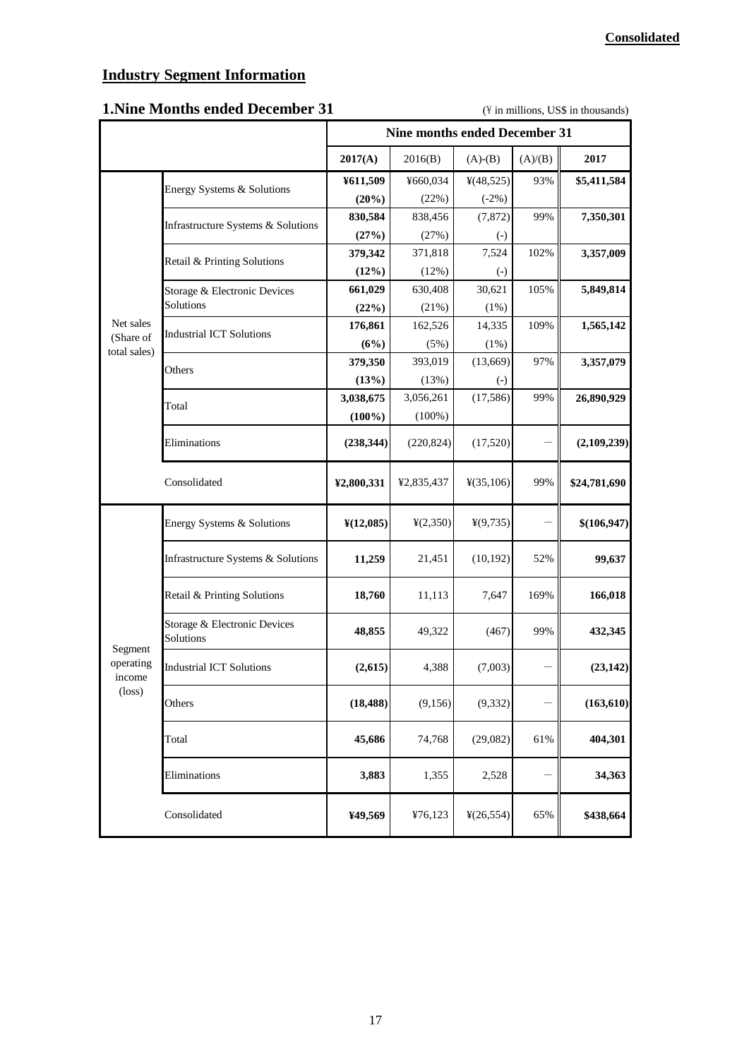**Consolidated**

## Industry Segment Information

### 1.Nine Months ended December 31

(¥ in millions, US$ in thousands)

| | | Nine months ended December 31 | | | | |
|---|---|---|---|---|---|---|
| | | **2017(A)** | 2016(B) | (A)-(B) | (A)/(B) | **2017** |
| Net sales (Share of total sales) | Energy Systems & Solutions | **¥611,509** **(20%)** | ¥660,034 (22%) | ¥(48,525) (-2%) | 93% | **$5,411,584** |
| | Infrastructure Systems & Solutions | **830,584** **(27%)** | 838,456 (27%) | (7,872) (-) | 99% | **7,350,301** |
| | Retail & Printing Solutions | **379,342** **(12%)** | 371,818 (12%) | 7,524 (-) | 102% | **3,357,009** |
| | Storage & Electronic Devices Solutions | **661,029** **(22%)** | 630,408 (21%) | 30,621 (1%) | 105% | **5,849,814** |
| | Industrial ICT Solutions | **176,861** **(6%)** | 162,526 (5%) | 14,335 (1%) | 109% | **1,565,142** |
| | Others | **379,350** **(13%)** | 393,019 (13%) | (13,669) (-) | 97% | **3,357,079** |
| | Total | **3,038,675** **(100%)** | 3,056,261 (100%) | (17,586) | 99% | **26,890,929** |
| | Eliminations | **(238,344)** | (220,824) | (17,520) | － | **(2,109,239)** |
| | Consolidated | **¥2,800,331** | ¥2,835,437 | ¥(35,106) | 99% | **$24,781,690** |
| Segment operating income (loss) | Energy Systems & Solutions | **¥(12,085)** | ¥(2,350) | ¥(9,735) | － | **$(106,947)** |
| | Infrastructure Systems & Solutions | **11,259** | 21,451 | (10,192) | 52% | **99,637** |
| | Retail & Printing Solutions | **18,760** | 11,113 | 7,647 | 169% | **166,018** |
| | Storage & Electronic Devices Solutions | **48,855** | 49,322 | (467) | 99% | **432,345** |
| | Industrial ICT Solutions | **(2,615)** | 4,388 | (7,003) | － | **(23,142)** |
| | Others | **(18,488)** | (9,156) | (9,332) | － | **(163,610)** |
| | Total | **45,686** | 74,768 | (29,082) | 61% | **404,301** |
| | Eliminations | **3,883** | 1,355 | 2,528 | － | **34,363** |
| | Consolidated | **¥49,569** | ¥76,123 | ¥(26,554) | 65% | **$438,664** |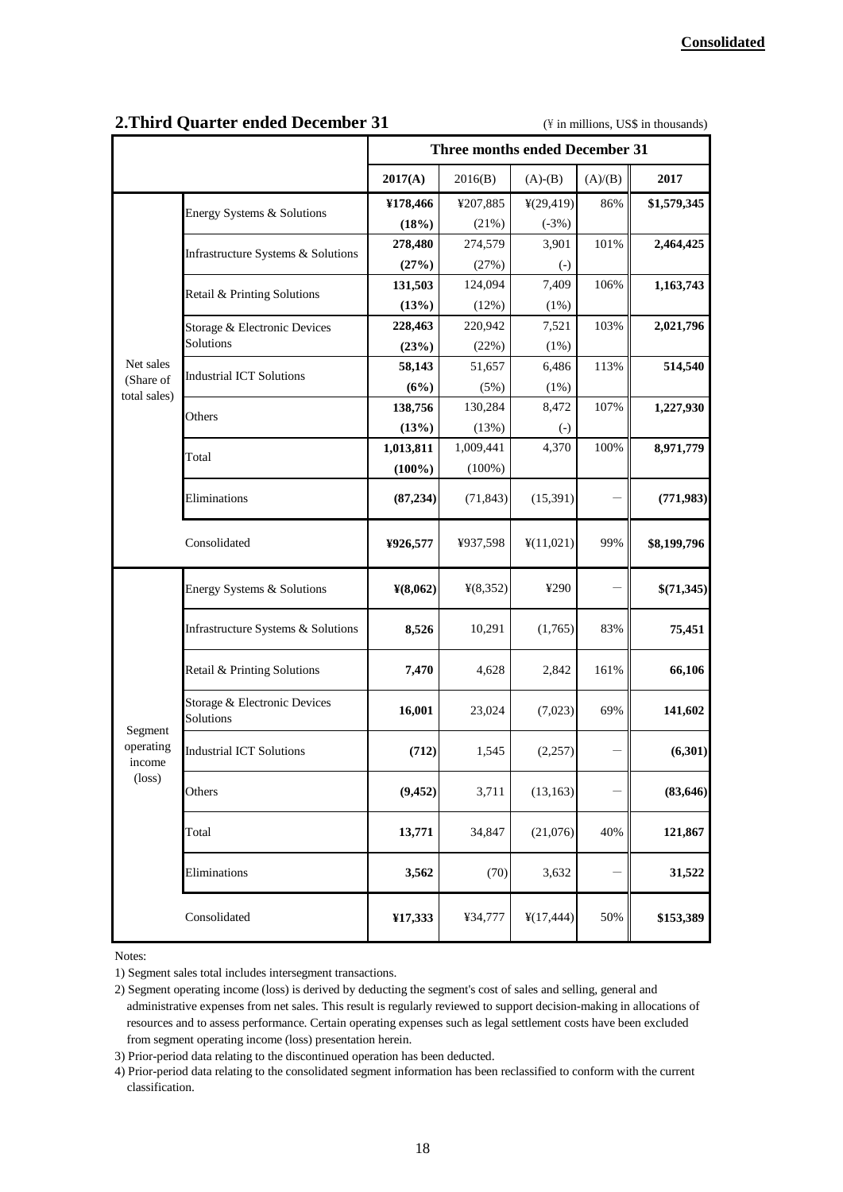**Consolidated**

## 2.Third Quarter ended December 31

(¥ in millions, US$ in thousands)

| | | Three months ended December 31 | | | | |
|---|---|---|---|---|---|---|
| | | **2017(A)** | 2016(B) | (A)-(B) | (A)/(B) | **2017** |
| Net sales (Share of total sales) | Energy Systems & Solutions | **¥178,466** | ¥207,885 | ¥(29,419) | 86% | **$1,579,345** |
| | | **(18%)** | (21%) | (-3%) | | |
| | Infrastructure Systems & Solutions | **278,480** | 274,579 | 3,901 | 101% | **2,464,425** |
| | | **(27%)** | (27%) | (-) | | |
| | Retail & Printing Solutions | **131,503** | 124,094 | 7,409 | 106% | **1,163,743** |
| | | **(13%)** | (12%) | (1%) | | |
| | Storage & Electronic Devices Solutions | **228,463** | 220,942 | 7,521 | 103% | **2,021,796** |
| | | **(23%)** | (22%) | (1%) | | |
| | Industrial ICT Solutions | **58,143** | 51,657 | 6,486 | 113% | **514,540** |
| | | **(6%)** | (5%) | (1%) | | |
| | Others | **138,756** | 130,284 | 8,472 | 107% | **1,227,930** |
| | | **(13%)** | (13%) | (-) | | |
| | Total | **1,013,811** | 1,009,441 | 4,370 | 100% | **8,971,779** |
| | | **(100%)** | (100%) | | | |
| | Eliminations | **(87,234)** | (71,843) | (15,391) | － | **(771,983)** |
| | Consolidated | **¥926,577** | ¥937,598 | ¥(11,021) | 99% | **$8,199,796** |
| Segment operating income (loss) | Energy Systems & Solutions | **¥(8,062)** | ¥(8,352) | ¥290 | － | **$(71,345)** |
| | Infrastructure Systems & Solutions | **8,526** | 10,291 | (1,765) | 83% | **75,451** |
| | Retail & Printing Solutions | **7,470** | 4,628 | 2,842 | 161% | **66,106** |
| | Storage & Electronic Devices Solutions | **16,001** | 23,024 | (7,023) | 69% | **141,602** |
| | Industrial ICT Solutions | **(712)** | 1,545 | (2,257) | － | **(6,301)** |
| | Others | **(9,452)** | 3,711 | (13,163) | － | **(83,646)** |
| | Total | **13,771** | 34,847 | (21,076) | 40% | **121,867** |
| | Eliminations | **3,562** | (70) | 3,632 | － | **31,522** |
| | Consolidated | **¥17,333** | ¥34,777 | ¥(17,444) | 50% | **$153,389** |

Notes:

1) Segment sales total includes intersegment transactions.

2) Segment operating income (loss) is derived by deducting the segment's cost of sales and selling, general and administrative expenses from net sales. This result is regularly reviewed to support decision-making in allocations of resources and to assess performance. Certain operating expenses such as legal settlement costs have been excluded from segment operating income (loss) presentation herein.

3) Prior-period data relating to the discontinued operation has been deducted.

4) Prior-period data relating to the consolidated segment information has been reclassified to conform with the current classification.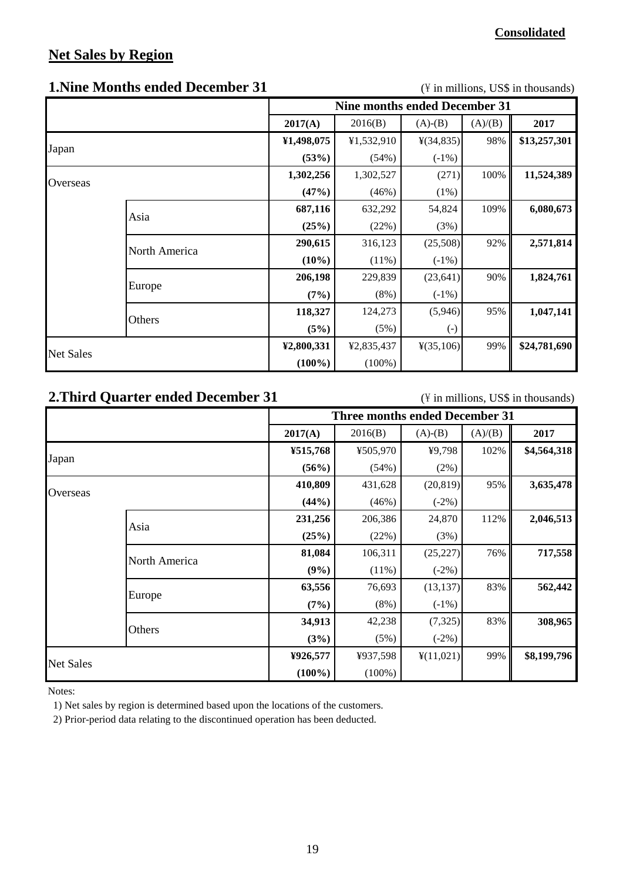**Consolidated**

## Net Sales by Region

### 1.Nine Months ended December 31

(¥ in millions, US$ in thousands)

| | | Nine months ended December 31 | | | | |
|---|---|---|---|---|---|---|
| | | **2017(A)** | 2016(B) | (A)-(B) | (A)/(B) | **2017** |
| Japan | | **¥1,498,075** | ¥1,532,910 | ¥(34,835) | 98% | **$13,257,301** |
| | | **(53%)** | (54%) | (-1%) | | |
| Overseas | | **1,302,256** | 1,302,527 | (271) | 100% | **11,524,389** |
| | | **(47%)** | (46%) | (1%) | | |
| | Asia | **687,116** | 632,292 | 54,824 | 109% | **6,080,673** |
| | | **(25%)** | (22%) | (3%) | | |
| | North America | **290,615** | 316,123 | (25,508) | 92% | **2,571,814** |
| | | **(10%)** | (11%) | (-1%) | | |
| | Europe | **206,198** | 229,839 | (23,641) | 90% | **1,824,761** |
| | | **(7%)** | (8%) | (-1%) | | |
| | Others | **118,327** | 124,273 | (5,946) | 95% | **1,047,141** |
| | | **(5%)** | (5%) | (-) | | |
| Net Sales | | **¥2,800,331** | ¥2,835,437 | ¥(35,106) | 99% | **$24,781,690** |
| | | **(100%)** | (100%) | | | |

### 2.Third Quarter ended December 31

(¥ in millions, US$ in thousands)

| | | Three months ended December 31 | | | | |
|---|---|---|---|---|---|---|
| | | **2017(A)** | 2016(B) | (A)-(B) | (A)/(B) | **2017** |
| Japan | | **¥515,768** | ¥505,970 | ¥9,798 | 102% | **$4,564,318** |
| | | **(56%)** | (54%) | (2%) | | |
| Overseas | | **410,809** | 431,628 | (20,819) | 95% | **3,635,478** |
| | | **(44%)** | (46%) | (-2%) | | |
| | Asia | **231,256** | 206,386 | 24,870 | 112% | **2,046,513** |
| | | **(25%)** | (22%) | (3%) | | |
| | North America | **81,084** | 106,311 | (25,227) | 76% | **717,558** |
| | | **(9%)** | (11%) | (-2%) | | |
| | Europe | **63,556** | 76,693 | (13,137) | 83% | **562,442** |
| | | **(7%)** | (8%) | (-1%) | | |
| | Others | **34,913** | 42,238 | (7,325) | 83% | **308,965** |
| | | **(3%)** | (5%) | (-2%) | | |
| Net Sales | | **¥926,577** | ¥937,598 | ¥(11,021) | 99% | **$8,199,796** |
| | | **(100%)** | (100%) | | | |

Notes:

1) Net sales by region is determined based upon the locations of the customers.

2) Prior-period data relating to the discontinued operation has been deducted.